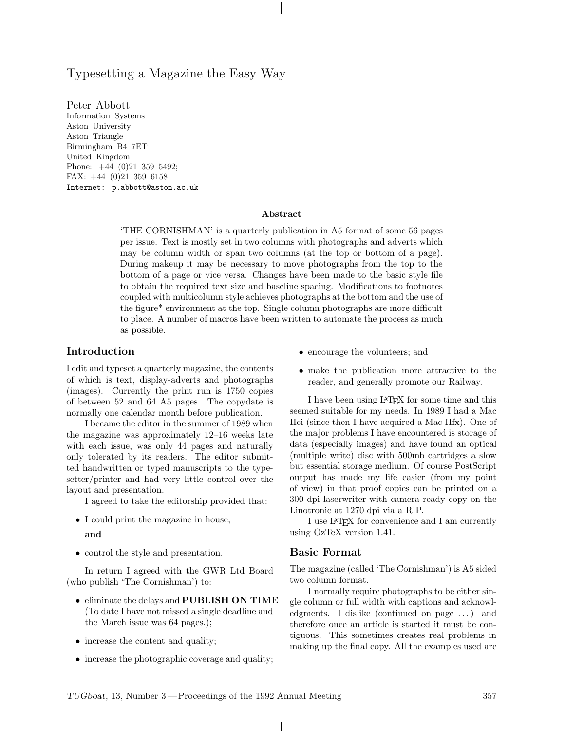# Typesetting a Magazine the Easy Way

Peter Abbott
Information Systems
Aston University
Aston Triangle
Birmingham B4 7ET
United Kingdom
Phone: +44 (0)21 359 5492;
FAX: +44 (0)21 359 6158
Internet: p.abbott@aston.ac.uk

### Abstract

'THE CORNISHMAN' is a quarterly publication in A5 format of some 56 pages per issue. Text is mostly set in two columns with photographs and adverts which may be column width or span two columns (at the top or bottom of a page). During makeup it may be necessary to move photographs from the top to the bottom of a page or vice versa. Changes have been made to the basic style file to obtain the required text size and baseline spacing. Modifications to footnotes coupled with multicolumn style achieves photographs at the bottom and the use of the figure* environment at the top. Single column photographs are more difficult to place. A number of macros have been written to automate the process as much as possible.

## Introduction

I edit and typeset a quarterly magazine, the contents of which is text, display-adverts and photographs (images). Currently the print run is 1750 copies of between 52 and 64 A5 pages. The copydate is normally one calendar month before publication.

I became the editor in the summer of 1989 when the magazine was approximately 12–16 weeks late with each issue, was only 44 pages and naturally only tolerated by its readers. The editor submitted handwritten or typed manuscripts to the typesetter/printer and had very little control over the layout and presentation.

I agreed to take the editorship provided that:

- I could print the magazine in house,

  **and**

- control the style and presentation.

In return I agreed with the GWR Ltd Board (who publish 'The Cornishman') to:

- eliminate the delays and **PUBLISH ON TIME** (To date I have not missed a single deadline and the March issue was 64 pages.);
- increase the content and quality;
- increase the photographic coverage and quality;
- encourage the volunteers; and
- make the publication more attractive to the reader, and generally promote our Railway.

I have been using LaTeX for some time and this seemed suitable for my needs. In 1989 I had a Mac IIci (since then I have acquired a Mac IIfx). One of the major problems I have encountered is storage of data (especially images) and have found an optical (multiple write) disc with 500mb cartridges a slow but essential storage medium. Of course PostScript output has made my life easier (from my point of view) in that proof copies can be printed on a 300 dpi laserwriter with camera ready copy on the Linotronic at 1270 dpi via a RIP.

I use LaTeX for convenience and I am currently using OzTeX version 1.41.

## Basic Format

The magazine (called 'The Cornishman') is A5 sided two column format.

I normally require photographs to be either single column or full width with captions and acknowledgments. I dislike (continued on page ...) and therefore once an article is started it must be contiguous. This sometimes creates real problems in making up the final copy. All the examples used are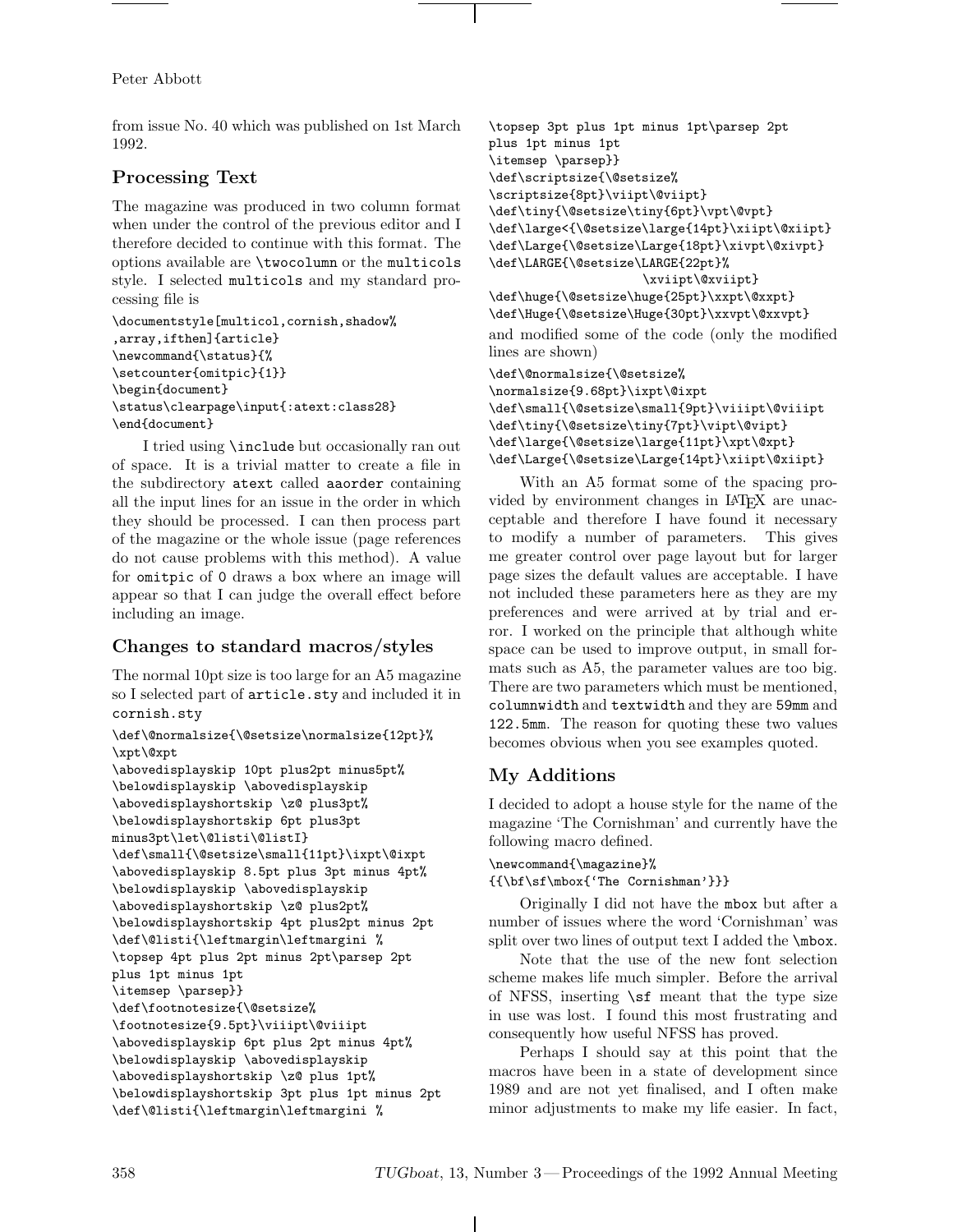from issue No. 40 which was published on 1st March 1992.

## Processing Text

The magazine was produced in two column format when under the control of the previous editor and I therefore decided to continue with this format. The options available are `\twocolumn` or the `multicols` style. I selected `multicols` and my standard processing file is

```
\documentstyle[multicol,cornish,shadow%
,array,ifthen]{article}
\newcommand{\status}{%
\setcounter{omitpic}{1}}
\begin{document}
\status\clearpage\input{:atext:class28}
\end{document}
```

I tried using `\include` but occasionally ran out of space. It is a trivial matter to create a file in the subdirectory `atext` called `aaorder` containing all the input lines for an issue in the order in which they should be processed. I can then process part of the magazine or the whole issue (page references do not cause problems with this method). A value for `omitpic` of `0` draws a box where an image will appear so that I can judge the overall effect before including an image.

## Changes to standard macros/styles

The normal 10pt size is too large for an A5 magazine so I selected part of `article.sty` and included it in `cornish.sty`

```
\def\@normalsize{\@setsize\normalsize{12pt}%
\xpt\@xpt
\abovedisplayskip 10pt plus2pt minus5pt%
\belowdisplayskip \abovedisplayskip
\abovedisplayshortskip \z@ plus3pt%
\belowdisplayshortskip 6pt plus3pt
minus3pt\let\@listi\@listI}
\def\small{\@setsize\small{11pt}\ixpt\@ixpt
\abovedisplayskip 8.5pt plus 3pt minus 4pt%
\belowdisplayskip \abovedisplayskip
\abovedisplayshortskip \z@ plus2pt%
\belowdisplayshortskip 4pt plus2pt minus 2pt
\def\@listi{\leftmargin\leftmargini %
\topsep 4pt plus 2pt minus 2pt\parsep 2pt
plus 1pt minus 1pt
\itemsep \parsep}}
\def\footnotesize{\@setsize%
\footnotesize{9.5pt}\viiipt\@viiipt
\abovedisplayskip 6pt plus 2pt minus 4pt%
\belowdisplayskip \abovedisplayskip
\abovedisplayshortskip \z@ plus 1pt%
\belowdisplayshortskip 3pt plus 1pt minus 2pt
\def\@listi{\leftmargin\leftmargini %
\topsep 3pt plus 1pt minus 1pt\parsep 2pt
plus 1pt minus 1pt
\itemsep \parsep}}
\def\scriptsize{\@setsize%
\scriptsize{8pt}\viipt\@viipt}
\def\tiny{\@setsize\tiny{6pt}\vpt\@vpt}
\def\large<{\@setsize\large{14pt}\xiipt\@xiipt}
\def\Large{\@setsize\Large{18pt}\xivpt\@xivpt}
\def\LARGE{\@setsize\LARGE{22pt}%
                \xviipt\@xviipt}
\def\huge{\@setsize\huge{25pt}\xxpt\@xxpt}
\def\Huge{\@setsize\Huge{30pt}\xxvpt\@xxvpt}
```

and modified some of the code (only the modified lines are shown)

```
\def\@normalsize{\@setsize%
\normalsize{9.68pt}\ixpt\@ixpt
\def\small{\@setsize\small{9pt}\viiipt\@viiipt
\def\tiny{\@setsize\tiny{7pt}\vipt\@vipt}
\def\large{\@setsize\large{11pt}\xpt\@xpt}
\def\Large{\@setsize\Large{14pt}\xiipt\@xiipt}
```

With an A5 format some of the spacing provided by environment changes in LaTeX are unacceptable and therefore I have found it necessary to modify a number of parameters. This gives me greater control over page layout but for larger page sizes the default values are acceptable. I have not included these parameters here as they are my preferences and were arrived at by trial and error. I worked on the principle that although white space can be used to improve output, in small formats such as A5, the parameter values are too big. There are two parameters which must be mentioned, `columnwidth` and `textwidth` and they are `59mm` and `122.5mm`. The reason for quoting these two values becomes obvious when you see examples quoted.

## My Additions

I decided to adopt a house style for the name of the magazine 'The Cornishman' and currently have the following macro defined.

```
\newcommand{\magazine}%
{{\bf\sf\mbox{'The Cornishman'}}}
```

Originally I did not have the `mbox` but after a number of issues where the word 'Cornishman' was split over two lines of output text I added the `\mbox`.

Note that the use of the new font selection scheme makes life much simpler. Before the arrival of NFSS, inserting `\sf` meant that the type size in use was lost. I found this most frustrating and consequently how useful NFSS has proved.

Perhaps I should say at this point that the macros have been in a state of development since 1989 and are not yet finalised, and I often make minor adjustments to make my life easier. In fact,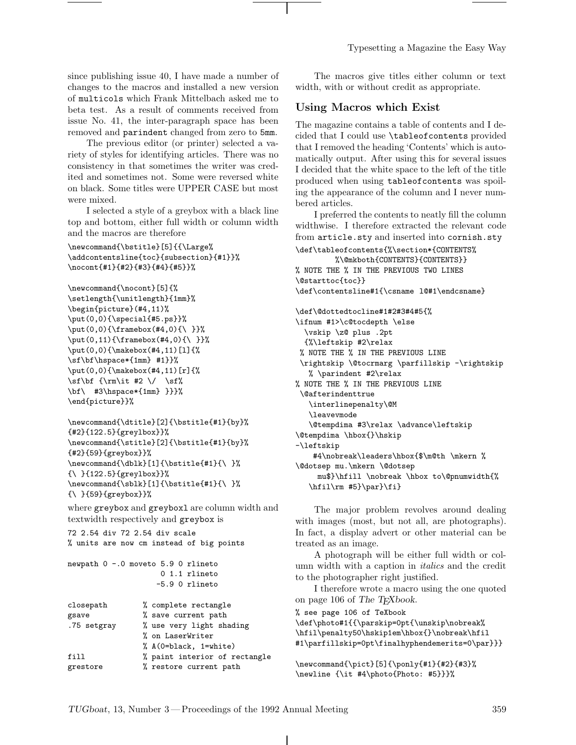since publishing issue 40, I have made a number of changes to the macros and installed a new version of `multicols` which Frank Mittelbach asked me to beta test. As a result of comments received from issue No. 41, the inter-paragraph space has been removed and `parindent` changed from zero to `5mm`.

The previous editor (or printer) selected a variety of styles for identifying articles. There was no consistency in that sometimes the writer was credited and sometimes not. Some were reversed white on black. Some titles were UPPER CASE but most were mixed.

I selected a style of a greybox with a black line top and bottom, either full width or column width and the macros are therefore

```
\newcommand{\bstitle}[5]{{\Large%
\addcontentsline{toc}{subsection}{#1}}%
\nocont{#1}{#2}{#3}{#4}{#5}}%

\newcommand{\nocont}[5]{%
\setlength{\unitlength}{1mm}%
\begin{picture}(#4,11)%
\put(0,0){\special{#5.ps}}%
\put(0,0){\framebox(#4,0){\ }}%
\put(0,11){\framebox(#4,0){\ }}%
\put(0,0){\makebox(#4,11)[l]{%
\sf\bf\hspace*{1mm} #1}}%
\put(0,0){\makebox(#4,11)[r]{%
\sf\bf {\rm\it #2 \/  \sf%
\bf\  #3\hspace*{1mm} }}}%
\end{picture}}%

\newcommand{\dtitle}[2]{\bstitle{#1}{by}%
{#2}{122.5}{greylbox}}%
\newcommand{\stitle}[2]{\bstitle{#1}{by}%
{#2}{59}{greybox}}%
\newcommand{\dblk}[1]{\bstitle{#1}{\ }%
{\ }{122.5}{greylbox}}%
\newcommand{\sblk}[1]{\bstitle{#1}{\ }%
{\ }{59}{greybox}}%
```

where `greybox` and `greyboxl` are column width and textwidth respectively and `greybox` is

```
72 2.54 div 72 2.54 div scale
% units are now cm instead of big points

newpath 0 -.0 moveto 5.9 0 rlineto
                     0 1.1 rlineto
                    -5.9 0 rlineto

closepath        % complete rectangle
gsave            % save current path
.75 setgray      % use very light shading
                 % on LaserWriter
                 % A(0=black, 1=white)
fill             % paint interior of rectangle
grestore         % restore current path
```

The macros give titles either column or text width, with or without credit as appropriate.

## Using Macros which Exist

The magazine contains a table of contents and I decided that I could use `\tableofcontents` provided that I removed the heading 'Contents' which is automatically output. After using this for several issues I decided that the white space to the left of the title produced when using `tableofcontents` was spoiling the appearance of the column and I never numbered articles.

I preferred the contents to neatly fill the column widthwise. I therefore extracted the relevant code from `article.sty` and inserted into `cornish.sty`

```
\def\tableofcontents{%\section*{CONTENTS%
        %\@mkboth{CONTENTS}{CONTENTS}}
% NOTE THE % IN THE PREVIOUS TWO LINES
\@starttoc{toc}}
\def\contentsline#1{\csname l@#1\endcsname}

\def\@dottedtocline#1#2#3#4#5{%
\ifnum #1>\c@tocdepth \else
  \vskip \z@ plus .2pt
  {%\leftskip #2\relax
 % NOTE THE % IN THE PREVIOUS LINE
 \rightskip \@tocrmarg \parfillskip -\rightskip
   % \parindent #2\relax
% NOTE THE % IN THE PREVIOUS LINE
 \@afterindenttrue
   \interlinepenalty\@M
   \leavevmode
   \@tempdima #3\relax \advance\leftskip
\@tempdima \hbox{}\hskip
-\leftskip
    #4\nobreak\leaders\hbox{$\m@th \mkern %
\@dotsep mu.\mkern \@dotsep
     mu$}\hfill \nobreak \hbox to\@pnumwidth{%
   \hfil\rm #5}\par}\fi}
```

The major problem revolves around dealing with images (most, but not all, are photographs). In fact, a display advert or other material can be treated as an image.

A photograph will be either full width or column width with a caption in *italics* and the credit to the photographer right justified.

I therefore wrote a macro using the one quoted on page 106 of *The TEXbook*.

```
% see page 106 of TeXbook
\def\photo#1{{\parskip=0pt{\unskip\nobreak%
\hfil\penalty50\hskip1em\hbox{}\nobreak\hfil
#1\parfillskip=0pt\finalhyphendemerits=0\par}}}

\newcommand{\pict}[5]{\ponly{#1}{#2}{#3}%
\newline {\it #4\photo{Photo: #5}}}%
```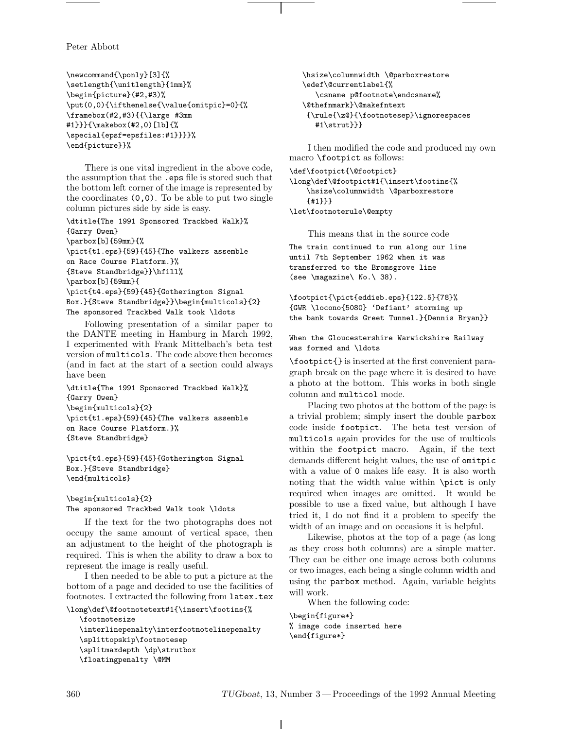```
\newcommand{\ponly}[3]{%
\setlength{\unitlength}{1mm}%
\begin{picture}(#2,#3)%
\put(0,0){\ifthenelse{\value{omitpic}=0}{%
\framebox(#2,#3){{\large #3mm
#1}}}{\makebox(#2,0)[lb]{%
\special{epsf=epsfiles:#1}}}}%
\end{picture}}%
```

There is one vital ingredient in the above code, the assumption that the `.eps` file is stored such that the bottom left corner of the image is represented by the coordinates `(0,0)`. To be able to put two single column pictures side by side is easy.

```
\dtitle{The 1991 Sponsored Trackbed Walk}%
{Garry Owen}
\parbox[b]{59mm}{%
\pict{t1.eps}{59}{45}{The walkers assemble
on Race Course Platform.}%
{Steve Standbridge}}\hfill%
\parbox[b]{59mm}{
\pict{t4.eps}{59}{45}{Gotherington Signal
Box.}{Steve Standbridge}}\begin{multicols}{2}
The sponsored Trackbed Walk took \ldots
```

Following presentation of a similar paper to the DANTE meeting in Hamburg in March 1992, I experimented with Frank Mittelbach's beta test version of `multicols`. The code above then becomes (and in fact at the start of a section could always have been

```
\dtitle{The 1991 Sponsored Trackbed Walk}%
{Garry Owen}
\begin{multicols}{2}
\pict{t1.eps}{59}{45}{The walkers assemble
on Race Course Platform.}%
{Steve Standbridge}

\pict{t4.eps}{59}{45}{Gotherington Signal
Box.}{Steve Standbridge}
\end{multicols}

\begin{multicols}{2}
The sponsored Trackbed Walk took \ldots
```

If the text for the two photographs does not occupy the same amount of vertical space, then an adjustment to the height of the photograph is required. This is when the ability to draw a box to represent the image is really useful.

I then needed to be able to put a picture at the bottom of a page and decided to use the facilities of footnotes. I extracted the following from `latex.tex`

```
\long\def\@footnotetext#1{\insert\footins{%
   \footnotesize
   \interlinepenalty\interfootnotelinepenalty
   \splittopskip\footnotesep
   \splitmaxdepth \dp\strutbox
   \floatingpenalty \@MM
   \hsize\columnwidth \@parboxrestore
   \edef\@currentlabel{%
      \csname p@footnote\endcsname%
   \@thefnmark}\@makefntext
    {\rule{\z@}{\footnotesep}\ignorespaces
      #1\strut}}}
```

I then modified the code and produced my own macro `\footpict` as follows:

```
\def\footpict{\@footpict}
\long\def\@footpict#1{\insert\footins{%
    \hsize\columnwidth \@parboxrestore
    {#1}}}
\let\footnoterule\@empty
```

This means that in the source code

```
The train continued to run along our line
until 7th September 1962 when it was
transferred to the Bromsgrove line
(see \magazine\ No.\ 38).

\footpict{\pict{eddieb.eps}{122.5}{78}%
{GWR \locono{5080} ‘Defiant’ storming up
the bank towards Greet Tunnel.}{Dennis Bryan}}

When the Gloucestershire Warwickshire Railway
was formed and \ldots
```

`\footpict{}` is inserted at the first convenient paragraph break on the page where it is desired to have a photo at the bottom. This works in both single column and `multicol` mode.

Placing two photos at the bottom of the page is a trivial problem; simply insert the double `parbox` code inside `footpict`. The beta test version of `multicols` again provides for the use of multicols within the `footpict` macro. Again, if the text demands different height values, the use of `omitpic` with a value of `0` makes life easy. It is also worth noting that the width value within `\pict` is only required when images are omitted. It would be possible to use a fixed value, but although I have tried it, I do not find it a problem to specify the width of an image and on occasions it is helpful.

Likewise, photos at the top of a page (as long as they cross both columns) are a simple matter. They can be either one image across both columns or two images, each being a single column width and using the `parbox` method. Again, variable heights will work.

When the following code:

```
\begin{figure*}
% image code inserted here
\end{figure*}
```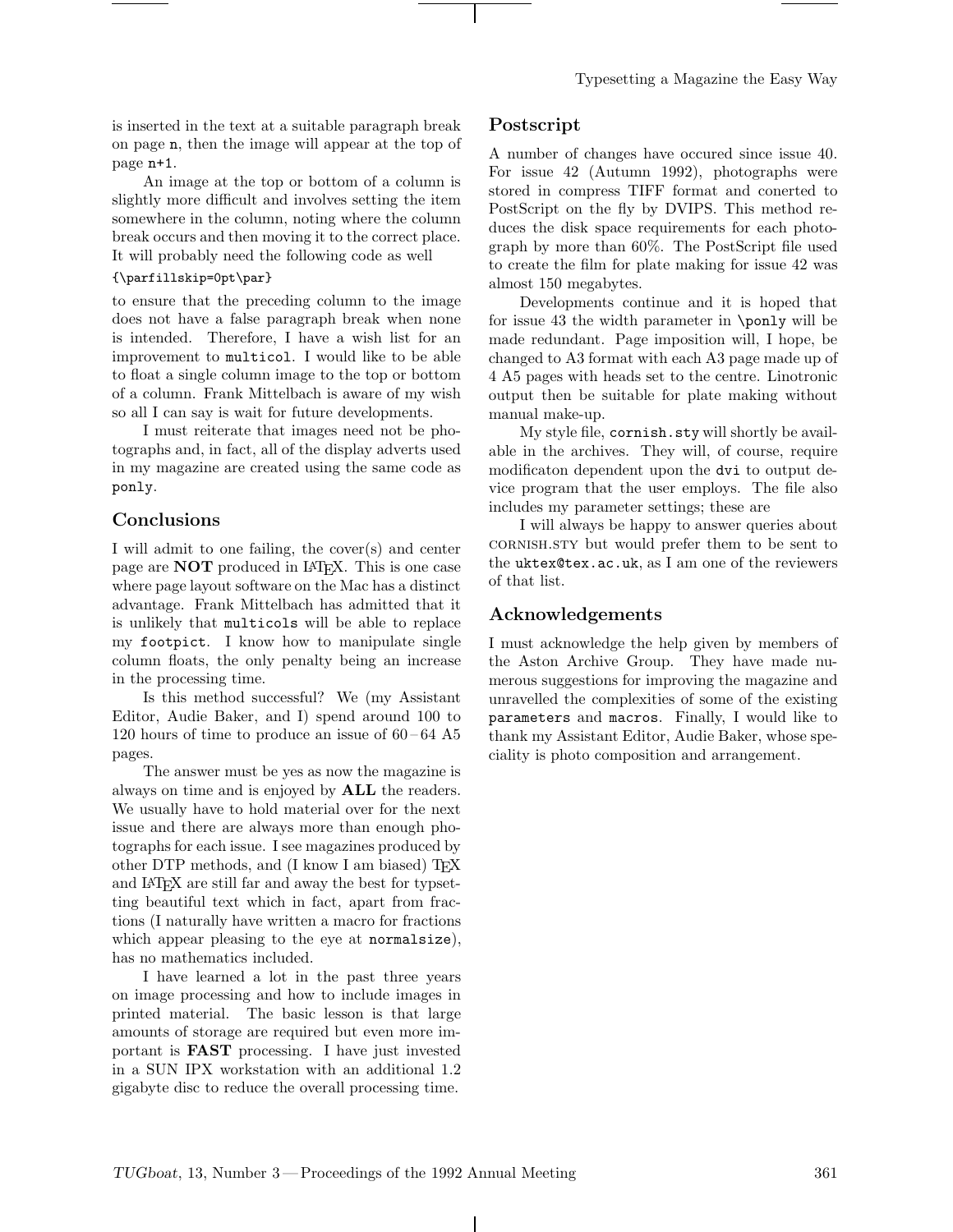is inserted in the text at a suitable paragraph break on page `n`, then the image will appear at the top of page `n+1`.

An image at the top or bottom of a column is slightly more difficult and involves setting the item somewhere in the column, noting where the column break occurs and then moving it to the correct place. It will probably need the following code as well

```
{\parfillskip=0pt\par}
```

to ensure that the preceding column to the image does not have a false paragraph break when none is intended. Therefore, I have a wish list for an improvement to `multicol`. I would like to be able to float a single column image to the top or bottom of a column. Frank Mittelbach is aware of my wish so all I can say is wait for future developments.

I must reiterate that images need not be photographs and, in fact, all of the display adverts used in my magazine are created using the same code as `ponly`.

## Conclusions

I will admit to one failing, the cover(s) and center page are **NOT** produced in LaTeX. This is one case where page layout software on the Mac has a distinct advantage. Frank Mittelbach has admitted that it is unlikely that `multicols` will be able to replace my `footpict`. I know how to manipulate single column floats, the only penalty being an increase in the processing time.

Is this method successful? We (my Assistant Editor, Audie Baker, and I) spend around 100 to 120 hours of time to produce an issue of 60 – 64 A5 pages.

The answer must be yes as now the magazine is always on time and is enjoyed by **ALL** the readers. We usually have to hold material over for the next issue and there are always more than enough photographs for each issue. I see magazines produced by other DTP methods, and (I know I am biased) TeX and LaTeX are still far and away the best for typsetting beautiful text which in fact, apart from fractions (I naturally have written a macro for fractions which appear pleasing to the eye at `normalsize`), has no mathematics included.

I have learned a lot in the past three years on image processing and how to include images in printed material. The basic lesson is that large amounts of storage are required but even more important is **FAST** processing. I have just invested in a SUN IPX workstation with an additional 1.2 gigabyte disc to reduce the overall processing time.

## Postscript

A number of changes have occured since issue 40. For issue 42 (Autumn 1992), photographs were stored in compress TIFF format and conerted to PostScript on the fly by DVIPS. This method reduces the disk space requirements for each photograph by more than 60%. The PostScript file used to create the film for plate making for issue 42 was almost 150 megabytes.

Developments continue and it is hoped that for issue 43 the width parameter in `\ponly` will be made redundant. Page imposition will, I hope, be changed to A3 format with each A3 page made up of 4 A5 pages with heads set to the centre. Linotronic output then be suitable for plate making without manual make-up.

My style file, `cornish.sty` will shortly be available in the archives. They will, of course, require modificaton dependent upon the `dvi` to output device program that the user employs. The file also includes my parameter settings; these are

I will always be happy to answer queries about CORNISH.STY but would prefer them to be sent to the `uktex@tex.ac.uk`, as I am one of the reviewers of that list.

## Acknowledgements

I must acknowledge the help given by members of the Aston Archive Group. They have made numerous suggestions for improving the magazine and unravelled the complexities of some of the existing `parameters` and `macros`. Finally, I would like to thank my Assistant Editor, Audie Baker, whose speciality is photo composition and arrangement.